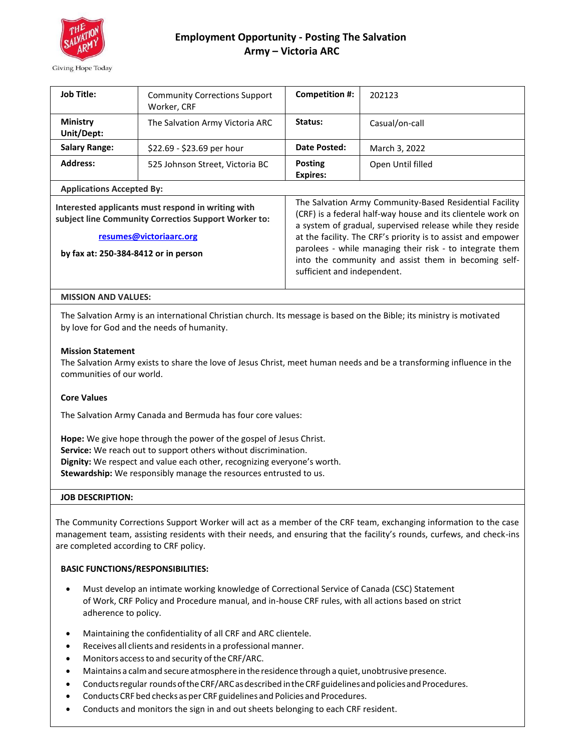Giving Hope Today

# Employment Opportunity - Posting The Salvation Army – Victoria ARC

| Job Title: | Community Corrections Support Worker, CRF | Competition #: | 202123 |
|---|---|---|---|
| Ministry Unit/Dept: | The Salvation Army Victoria ARC | Status: | Casual/on-call |
| Salary Range: | $22.69 - $23.69 per hour | Date Posted: | March 3, 2022 |
| Address: | 525 Johnson Street, Victoria BC | Posting Expires: | Open Until filled |

**Applications Accepted By:**

**Interested applicants must respond in writing with subject line Community Correctios Support Worker to:**

**resumes@victoriaarc.org**

**by fax at: 250-384-8412 or in person**

The Salvation Army Community-Based Residential Facility (CRF) is a federal half-way house and its clientele work on a system of gradual, supervised release while they reside at the facility. The CRF's priority is to assist and empower parolees - while managing their risk - to integrate them into the community and assist them in becoming self-sufficient and independent.

## MISSION AND VALUES:

The Salvation Army is an international Christian church. Its message is based on the Bible; its ministry is motivated by love for God and the needs of humanity.

**Mission Statement**
The Salvation Army exists to share the love of Jesus Christ, meet human needs and be a transforming influence in the communities of our world.

**Core Values**

The Salvation Army Canada and Bermuda has four core values:

**Hope:** We give hope through the power of the gospel of Jesus Christ.
**Service:** We reach out to support others without discrimination.
**Dignity:** We respect and value each other, recognizing everyone's worth.
**Stewardship:** We responsibly manage the resources entrusted to us.

## JOB DESCRIPTION:

The Community Corrections Support Worker will act as a member of the CRF team, exchanging information to the case management team, assisting residents with their needs, and ensuring that the facility's rounds, curfews, and check-ins are completed according to CRF policy.

**BASIC FUNCTIONS/RESPONSIBILITIES:**

- Must develop an intimate working knowledge of Correctional Service of Canada (CSC) Statement of Work, CRF Policy and Procedure manual, and in-house CRF rules, with all actions based on strict adherence to policy.
- Maintaining the confidentiality of all CRF and ARC clientele.
- Receives all clients and residents in a professional manner.
- Monitors access to and security of the CRF/ARC.
- Maintains a calm and secure atmosphere in the residence through a quiet, unobtrusive presence.
- Conducts regular rounds of the CRF/ARC as described in the CRF guidelines and policies and Procedures.
- Conducts CRF bed checks as per CRF guidelines and Policies and Procedures.
- Conducts and monitors the sign in and out sheets belonging to each CRF resident.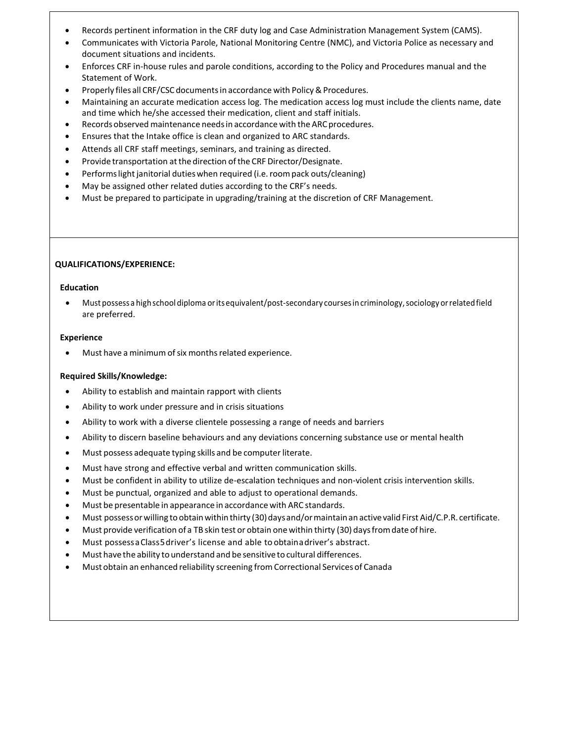- Records pertinent information in the CRF duty log and Case Administration Management System (CAMS).
- Communicates with Victoria Parole, National Monitoring Centre (NMC), and Victoria Police as necessary and document situations and incidents.
- Enforces CRF in-house rules and parole conditions, according to the Policy and Procedures manual and the Statement of Work.
- Properly files all CRF/CSC documents in accordance with Policy & Procedures.
- Maintaining an accurate medication access log. The medication access log must include the clients name, date and time which he/she accessed their medication, client and staff initials.
- Records observed maintenance needs in accordance with the ARC procedures.
- Ensures that the Intake office is clean and organized to ARC standards.
- Attends all CRF staff meetings, seminars, and training as directed.
- Provide transportation at the direction of the CRF Director/Designate.
- Performs light janitorial duties when required (i.e. room pack outs/cleaning)
- May be assigned other related duties according to the CRF's needs.
- Must be prepared to participate in upgrading/training at the discretion of CRF Management.

**QUALIFICATIONS/EXPERIENCE:**

**Education**

- Must possess a high school diploma or its equivalent/post-secondary courses in criminology, sociology or related field are preferred.

**Experience**

- Must have a minimum of six months related experience.

**Required Skills/Knowledge:**

- Ability to establish and maintain rapport with clients
- Ability to work under pressure and in crisis situations
- Ability to work with a diverse clientele possessing a range of needs and barriers
- Ability to discern baseline behaviours and any deviations concerning substance use or mental health
- Must possess adequate typing skills and be computer literate.
- Must have strong and effective verbal and written communication skills.
- Must be confident in ability to utilize de-escalation techniques and non-violent crisis intervention skills.
- Must be punctual, organized and able to adjust to operational demands.
- Must be presentable in appearance in accordance with ARC standards.
- Must possess or willing to obtain within thirty (30) days and/or maintain an active valid First Aid/C.P.R. certificate.
- Must provide verification of a TB skin test or obtain one within thirty (30) days from date of hire.
- Must possess a Class 5 driver's license and able to obtain a driver's abstract.
- Must have the ability to understand and be sensitive to cultural differences.
- Must obtain an enhanced reliability screening from Correctional Services of Canada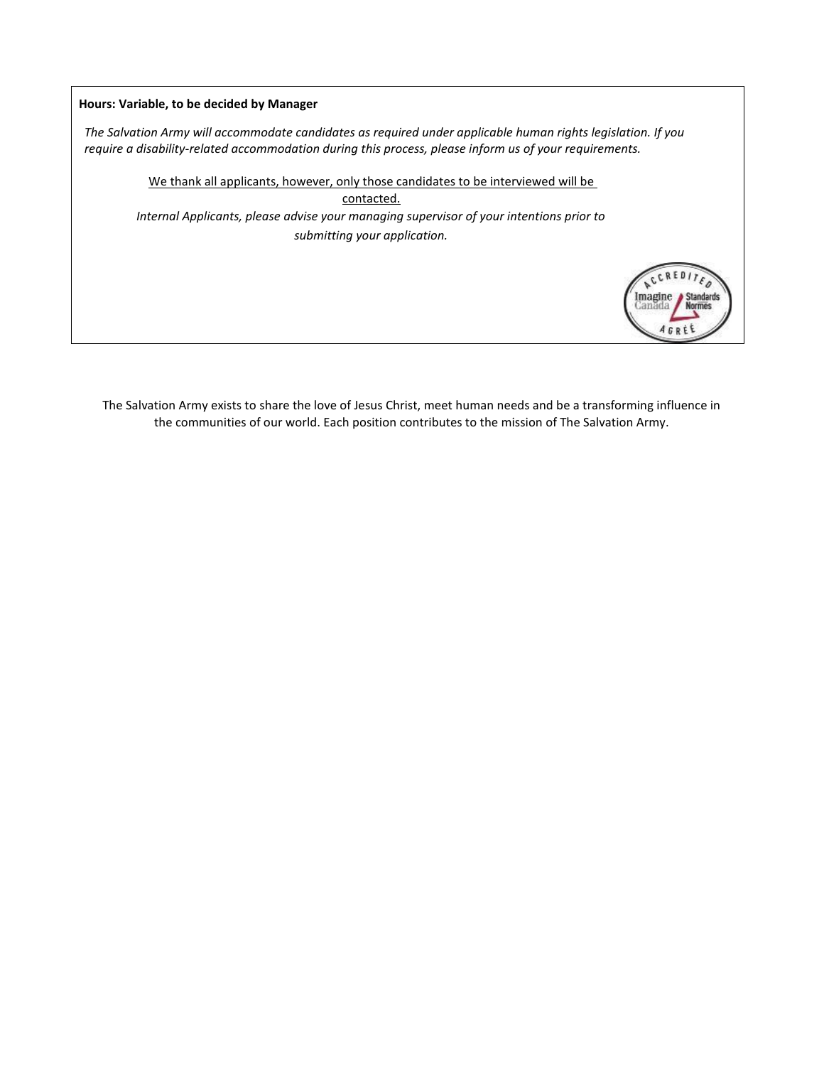**Hours: Variable, to be decided by Manager**

*The Salvation Army will accommodate candidates as required under applicable human rights legislation. If you require a disability-related accommodation during this process, please inform us of your requirements.*

<u>We thank all applicants, however, only those candidates to be interviewed will be contacted.</u>

*Internal Applicants, please advise your managing supervisor of your intentions prior to submitting your application.*

The Salvation Army exists to share the love of Jesus Christ, meet human needs and be a transforming influence in the communities of our world. Each position contributes to the mission of The Salvation Army.